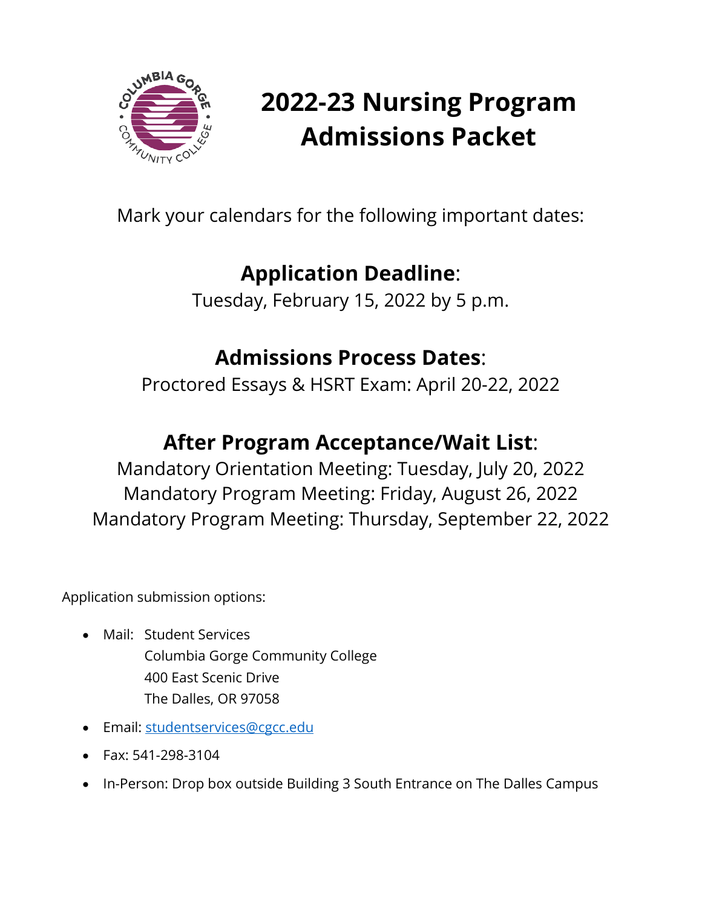# 2022-23 Nursing Program Admissions Packet

Mark your calendars for the following important dates:

## **Application Deadline**:

Tuesday, February 15, 2022 by 5 p.m.

## **Admissions Process Dates**:

Proctored Essays & HSRT Exam: April 20-22, 2022

## **After Program Acceptance/Wait List**:

Mandatory Orientation Meeting: Tuesday, July 20, 2022
Mandatory Program Meeting: Friday, August 26, 2022
Mandatory Program Meeting: Thursday, September 22, 2022

Application submission options:

- Mail: Student Services
  Columbia Gorge Community College
  400 East Scenic Drive
  The Dalles, OR 97058
- Email: studentservices@cgcc.edu
- Fax: 541-298-3104
- In-Person: Drop box outside Building 3 South Entrance on The Dalles Campus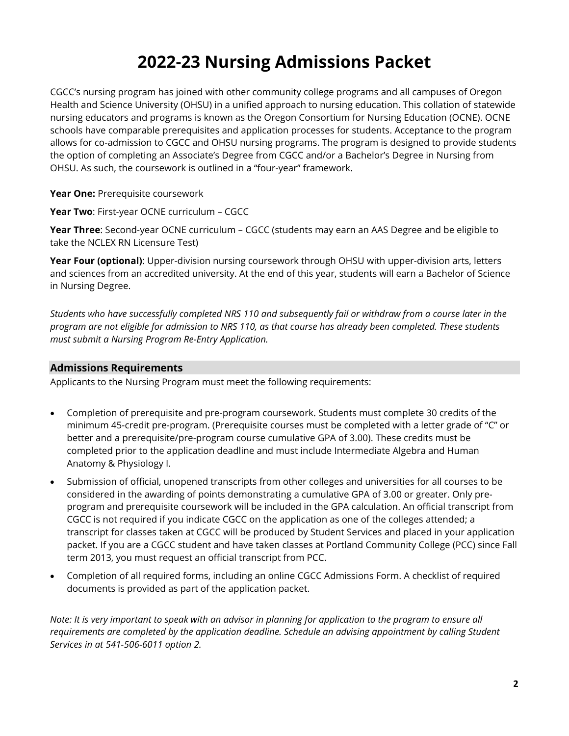# 2022-23 Nursing Admissions Packet

CGCC's nursing program has joined with other community college programs and all campuses of Oregon Health and Science University (OHSU) in a unified approach to nursing education. This collation of statewide nursing educators and programs is known as the Oregon Consortium for Nursing Education (OCNE). OCNE schools have comparable prerequisites and application processes for students. Acceptance to the program allows for co-admission to CGCC and OHSU nursing programs. The program is designed to provide students the option of completing an Associate's Degree from CGCC and/or a Bachelor's Degree in Nursing from OHSU. As such, the coursework is outlined in a "four-year" framework.

**Year One:** Prerequisite coursework

**Year Two**: First-year OCNE curriculum – CGCC

**Year Three**: Second-year OCNE curriculum – CGCC (students may earn an AAS Degree and be eligible to take the NCLEX RN Licensure Test)

**Year Four (optional)**: Upper-division nursing coursework through OHSU with upper-division arts, letters and sciences from an accredited university. At the end of this year, students will earn a Bachelor of Science in Nursing Degree.

*Students who have successfully completed NRS 110 and subsequently fail or withdraw from a course later in the program are not eligible for admission to NRS 110, as that course has already been completed. These students must submit a Nursing Program Re-Entry Application.*

## Admissions Requirements

Applicants to the Nursing Program must meet the following requirements:

- Completion of prerequisite and pre-program coursework. Students must complete 30 credits of the minimum 45-credit pre-program. (Prerequisite courses must be completed with a letter grade of "C" or better and a prerequisite/pre-program course cumulative GPA of 3.00). These credits must be completed prior to the application deadline and must include Intermediate Algebra and Human Anatomy & Physiology I.
- Submission of official, unopened transcripts from other colleges and universities for all courses to be considered in the awarding of points demonstrating a cumulative GPA of 3.00 or greater. Only pre-program and prerequisite coursework will be included in the GPA calculation. An official transcript from CGCC is not required if you indicate CGCC on the application as one of the colleges attended; a transcript for classes taken at CGCC will be produced by Student Services and placed in your application packet. If you are a CGCC student and have taken classes at Portland Community College (PCC) since Fall term 2013, you must request an official transcript from PCC.
- Completion of all required forms, including an online CGCC Admissions Form. A checklist of required documents is provided as part of the application packet.

*Note: It is very important to speak with an advisor in planning for application to the program to ensure all requirements are completed by the application deadline. Schedule an advising appointment by calling Student Services in at 541-506-6011 option 2.*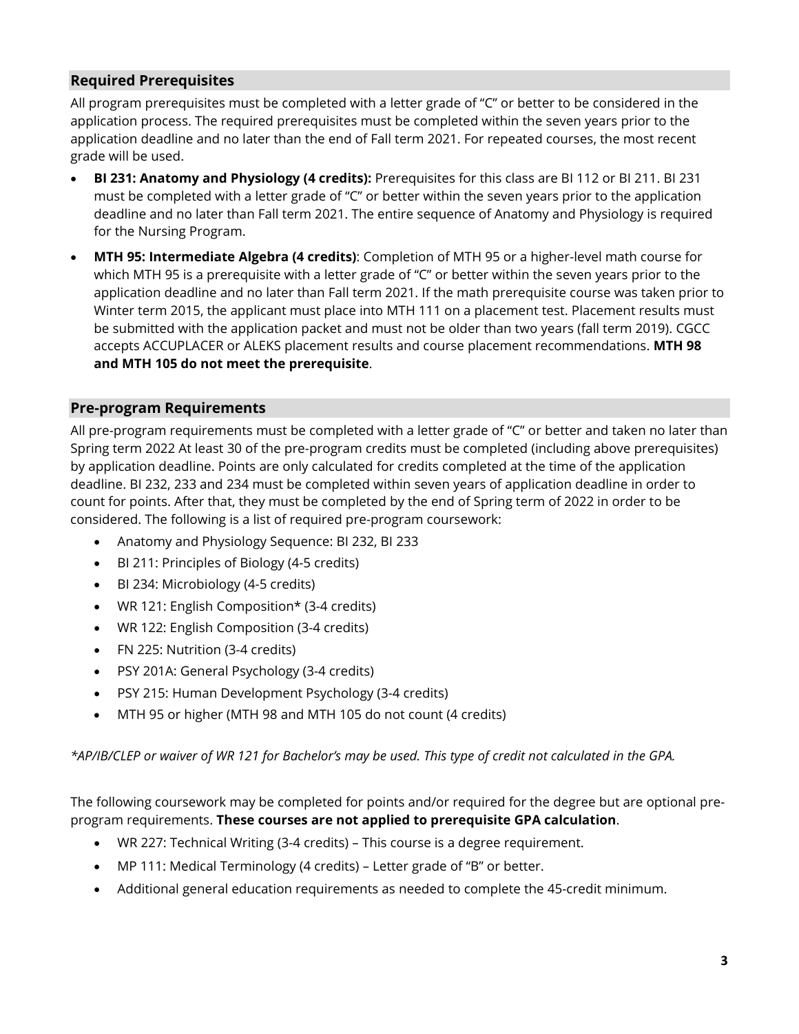## Required Prerequisites

All program prerequisites must be completed with a letter grade of "C" or better to be considered in the application process. The required prerequisites must be completed within the seven years prior to the application deadline and no later than the end of Fall term 2021. For repeated courses, the most recent grade will be used.

- **BI 231: Anatomy and Physiology (4 credits):** Prerequisites for this class are BI 112 or BI 211. BI 231 must be completed with a letter grade of "C" or better within the seven years prior to the application deadline and no later than Fall term 2021. The entire sequence of Anatomy and Physiology is required for the Nursing Program.
- **MTH 95: Intermediate Algebra (4 credits)**: Completion of MTH 95 or a higher-level math course for which MTH 95 is a prerequisite with a letter grade of "C" or better within the seven years prior to the application deadline and no later than Fall term 2021. If the math prerequisite course was taken prior to Winter term 2015, the applicant must place into MTH 111 on a placement test. Placement results must be submitted with the application packet and must not be older than two years (fall term 2019). CGCC accepts ACCUPLACER or ALEKS placement results and course placement recommendations. **MTH 98 and MTH 105 do not meet the prerequisite**.

## Pre-program Requirements

All pre-program requirements must be completed with a letter grade of "C" or better and taken no later than Spring term 2022 At least 30 of the pre-program credits must be completed (including above prerequisites) by application deadline. Points are only calculated for credits completed at the time of the application deadline. BI 232, 233 and 234 must be completed within seven years of application deadline in order to count for points. After that, they must be completed by the end of Spring term of 2022 in order to be considered. The following is a list of required pre-program coursework:

- Anatomy and Physiology Sequence: BI 232, BI 233
- BI 211: Principles of Biology (4-5 credits)
- BI 234: Microbiology (4-5 credits)
- WR 121: English Composition* (3-4 credits)
- WR 122: English Composition (3-4 credits)
- FN 225: Nutrition (3-4 credits)
- PSY 201A: General Psychology (3-4 credits)
- PSY 215: Human Development Psychology (3-4 credits)
- MTH 95 or higher (MTH 98 and MTH 105 do not count (4 credits)

*\*AP/IB/CLEP or waiver of WR 121 for Bachelor's may be used. This type of credit not calculated in the GPA.*

The following coursework may be completed for points and/or required for the degree but are optional pre-program requirements. **These courses are not applied to prerequisite GPA calculation**.

- WR 227: Technical Writing (3-4 credits) – This course is a degree requirement.
- MP 111: Medical Terminology (4 credits) – Letter grade of "B" or better.
- Additional general education requirements as needed to complete the 45-credit minimum.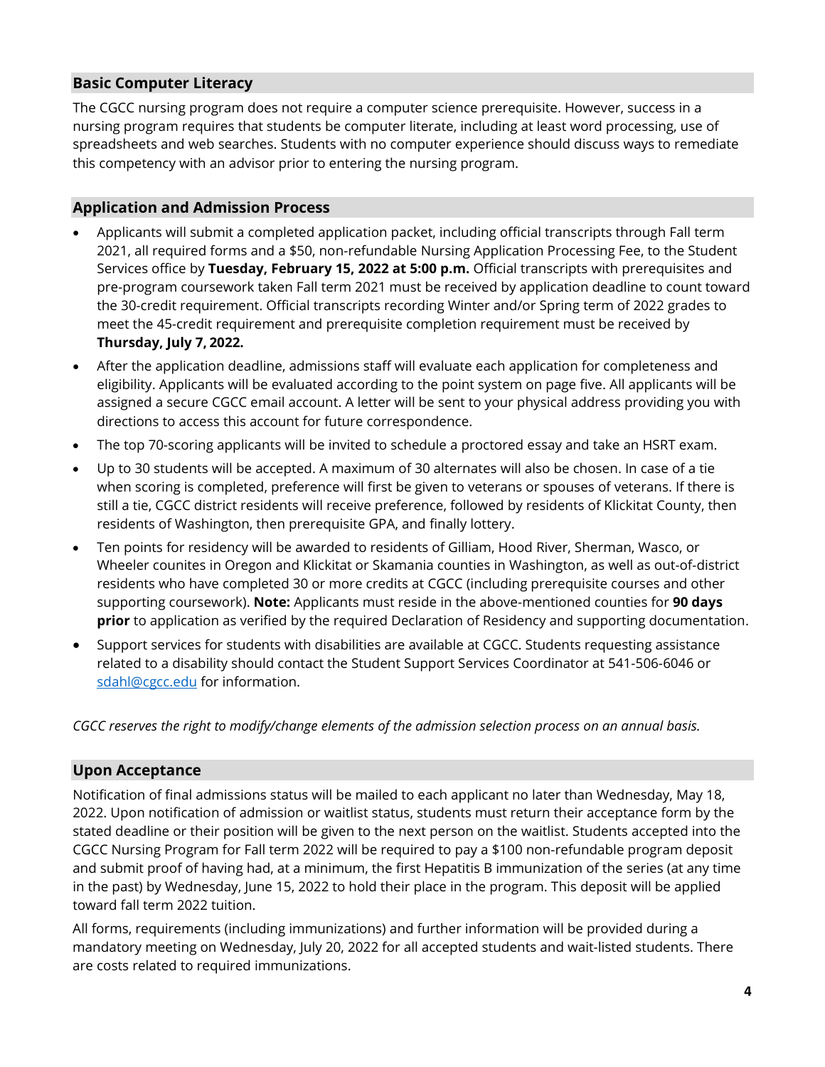## Basic Computer Literacy

The CGCC nursing program does not require a computer science prerequisite. However, success in a nursing program requires that students be computer literate, including at least word processing, use of spreadsheets and web searches. Students with no computer experience should discuss ways to remediate this competency with an advisor prior to entering the nursing program.

## Application and Admission Process

- Applicants will submit a completed application packet, including official transcripts through Fall term 2021, all required forms and a $50, non-refundable Nursing Application Processing Fee, to the Student Services office by **Tuesday, February 15, 2022 at 5:00 p.m.** Official transcripts with prerequisites and pre-program coursework taken Fall term 2021 must be received by application deadline to count toward the 30-credit requirement. Official transcripts recording Winter and/or Spring term of 2022 grades to meet the 45-credit requirement and prerequisite completion requirement must be received by **Thursday, July 7, 2022.**
- After the application deadline, admissions staff will evaluate each application for completeness and eligibility. Applicants will be evaluated according to the point system on page five. All applicants will be assigned a secure CGCC email account. A letter will be sent to your physical address providing you with directions to access this account for future correspondence.
- The top 70-scoring applicants will be invited to schedule a proctored essay and take an HSRT exam.
- Up to 30 students will be accepted. A maximum of 30 alternates will also be chosen. In case of a tie when scoring is completed, preference will first be given to veterans or spouses of veterans. If there is still a tie, CGCC district residents will receive preference, followed by residents of Klickitat County, then residents of Washington, then prerequisite GPA, and finally lottery.
- Ten points for residency will be awarded to residents of Gilliam, Hood River, Sherman, Wasco, or Wheeler counites in Oregon and Klickitat or Skamania counties in Washington, as well as out-of-district residents who have completed 30 or more credits at CGCC (including prerequisite courses and other supporting coursework). **Note:** Applicants must reside in the above-mentioned counties for **90 days prior** to application as verified by the required Declaration of Residency and supporting documentation.
- Support services for students with disabilities are available at CGCC. Students requesting assistance related to a disability should contact the Student Support Services Coordinator at 541-506-6046 or sdahl@cgcc.edu for information.

*CGCC reserves the right to modify/change elements of the admission selection process on an annual basis.*

## Upon Acceptance

Notification of final admissions status will be mailed to each applicant no later than Wednesday, May 18, 2022. Upon notification of admission or waitlist status, students must return their acceptance form by the stated deadline or their position will be given to the next person on the waitlist. Students accepted into the CGCC Nursing Program for Fall term 2022 will be required to pay a $100 non-refundable program deposit and submit proof of having had, at a minimum, the first Hepatitis B immunization of the series (at any time in the past) by Wednesday, June 15, 2022 to hold their place in the program. This deposit will be applied toward fall term 2022 tuition.

All forms, requirements (including immunizations) and further information will be provided during a mandatory meeting on Wednesday, July 20, 2022 for all accepted students and wait-listed students. There are costs related to required immunizations.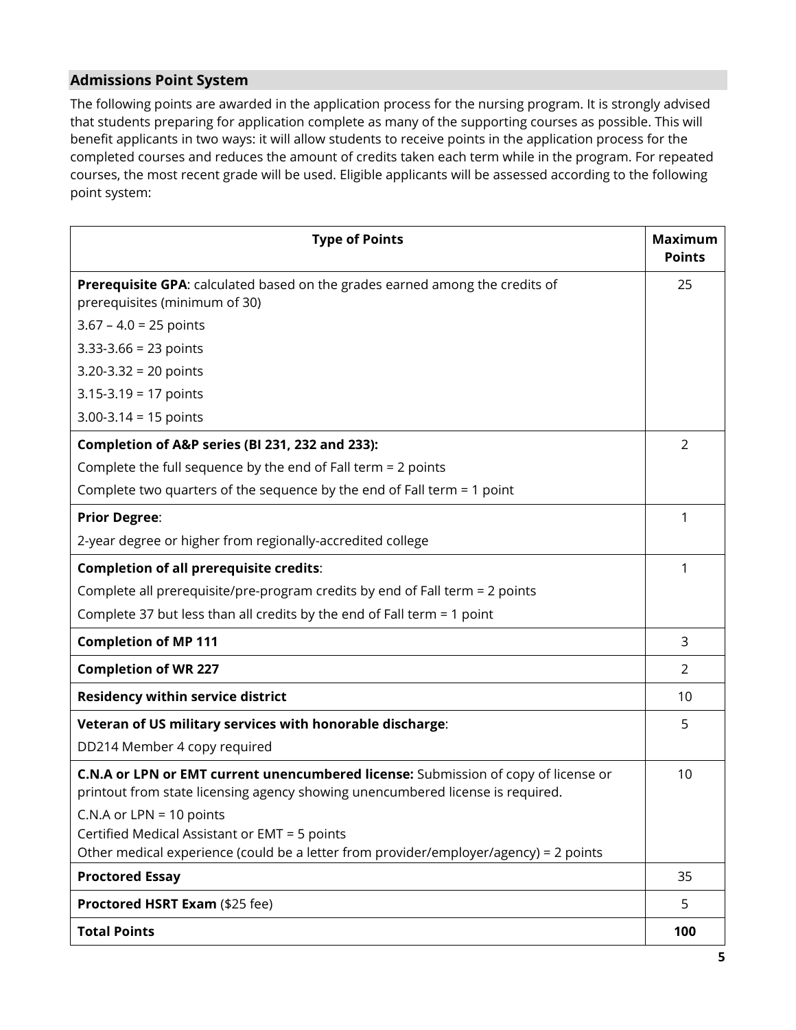## Admissions Point System

The following points are awarded in the application process for the nursing program. It is strongly advised that students preparing for application complete as many of the supporting courses as possible. This will benefit applicants in two ways: it will allow students to receive points in the application process for the completed courses and reduces the amount of credits taken each term while in the program. For repeated courses, the most recent grade will be used. Eligible applicants will be assessed according to the following point system:

| Type of Points | Maximum Points |
|---|---|
| **Prerequisite GPA**: calculated based on the grades earned among the credits of prerequisites (minimum of 30)<br>3.67 – 4.0 = 25 points<br>3.33-3.66 = 23 points<br>3.20-3.32 = 20 points<br>3.15-3.19 = 17 points<br>3.00-3.14 = 15 points | 25 |
| **Completion of A&P series (BI 231, 232 and 233):**<br>Complete the full sequence by the end of Fall term = 2 points<br>Complete two quarters of the sequence by the end of Fall term = 1 point | 2 |
| **Prior Degree**:<br>2-year degree or higher from regionally-accredited college | 1 |
| **Completion of all prerequisite credits**:<br>Complete all prerequisite/pre-program credits by end of Fall term = 2 points<br>Complete 37 but less than all credits by the end of Fall term = 1 point | 1 |
| **Completion of MP 111** | 3 |
| **Completion of WR 227** | 2 |
| **Residency within service district** | 10 |
| **Veteran of US military services with honorable discharge**:<br>DD214 Member 4 copy required | 5 |
| **C.N.A or LPN or EMT current unencumbered license:** Submission of copy of license or printout from state licensing agency showing unencumbered license is required.<br>C.N.A or LPN = 10 points<br>Certified Medical Assistant or EMT = 5 points<br>Other medical experience (could be a letter from provider/employer/agency) = 2 points | 10 |
| **Proctored Essay** | 35 |
| **Proctored HSRT Exam** ($25 fee) | 5 |
| **Total Points** | **100** |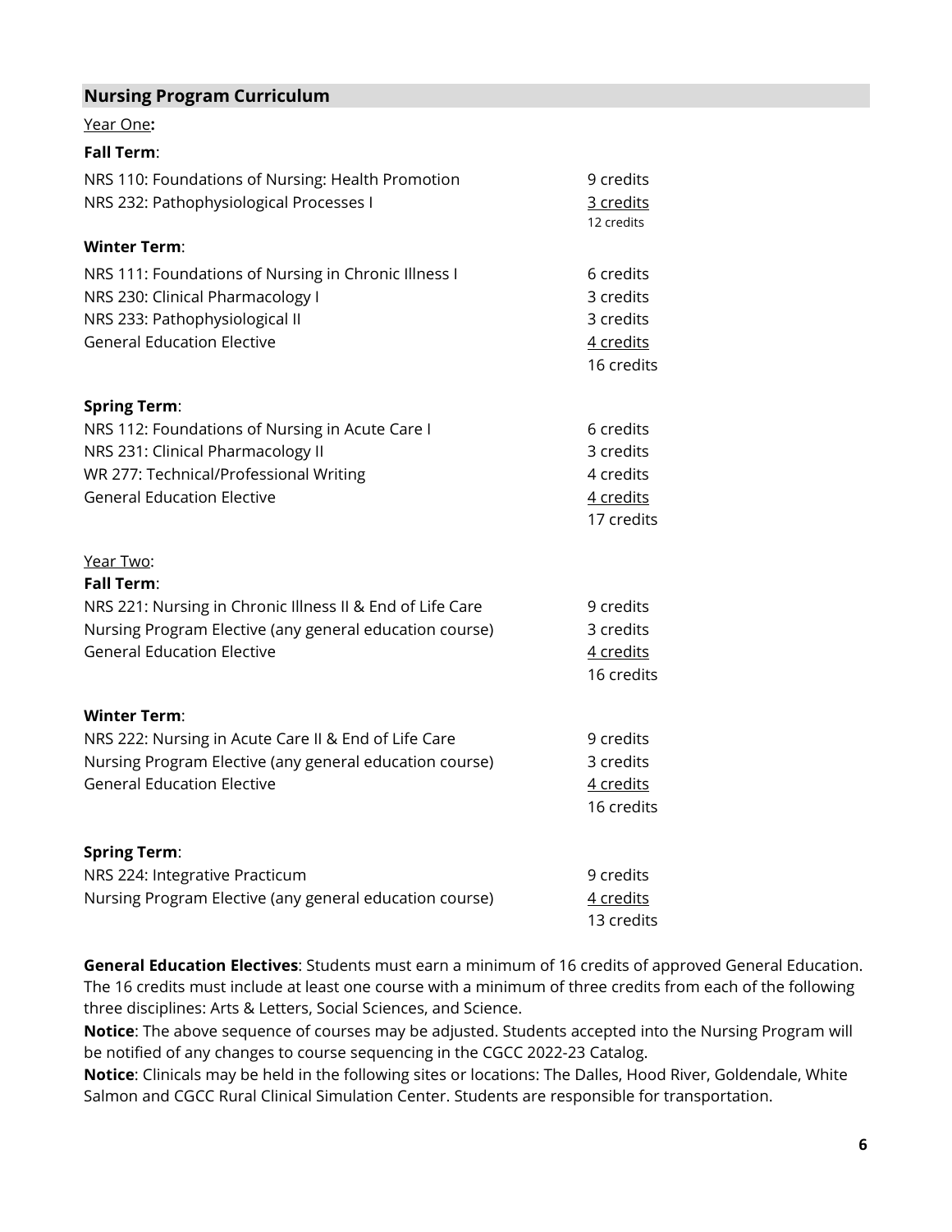## Nursing Program Curriculum

Year One**:**

**Fall Term**:

| | |
|---|---|
| NRS 110: Foundations of Nursing: Health Promotion | 9 credits |
| NRS 232: Pathophysiological Processes I | 3 credits |
| | 12 credits |

**Winter Term**:

| | |
|---|---|
| NRS 111: Foundations of Nursing in Chronic Illness I | 6 credits |
| NRS 230: Clinical Pharmacology I | 3 credits |
| NRS 233: Pathophysiological II | 3 credits |
| General Education Elective | 4 credits |
| | 16 credits |

**Spring Term**:

| | |
|---|---|
| NRS 112: Foundations of Nursing in Acute Care I | 6 credits |
| NRS 231: Clinical Pharmacology II | 3 credits |
| WR 277: Technical/Professional Writing | 4 credits |
| General Education Elective | 4 credits |
| | 17 credits |

Year Two:

**Fall Term**:

| | |
|---|---|
| NRS 221: Nursing in Chronic Illness II & End of Life Care | 9 credits |
| Nursing Program Elective (any general education course) | 3 credits |
| General Education Elective | 4 credits |
| | 16 credits |

**Winter Term**:

| | |
|---|---|
| NRS 222: Nursing in Acute Care II & End of Life Care | 9 credits |
| Nursing Program Elective (any general education course) | 3 credits |
| General Education Elective | 4 credits |
| | 16 credits |

**Spring Term**:

| | |
|---|---|
| NRS 224: Integrative Practicum | 9 credits |
| Nursing Program Elective (any general education course) | 4 credits |
| | 13 credits |

**General Education Electives**: Students must earn a minimum of 16 credits of approved General Education. The 16 credits must include at least one course with a minimum of three credits from each of the following three disciplines: Arts & Letters, Social Sciences, and Science.

**Notice**: The above sequence of courses may be adjusted. Students accepted into the Nursing Program will be notified of any changes to course sequencing in the CGCC 2022-23 Catalog.

**Notice**: Clinicals may be held in the following sites or locations: The Dalles, Hood River, Goldendale, White Salmon and CGCC Rural Clinical Simulation Center. Students are responsible for transportation.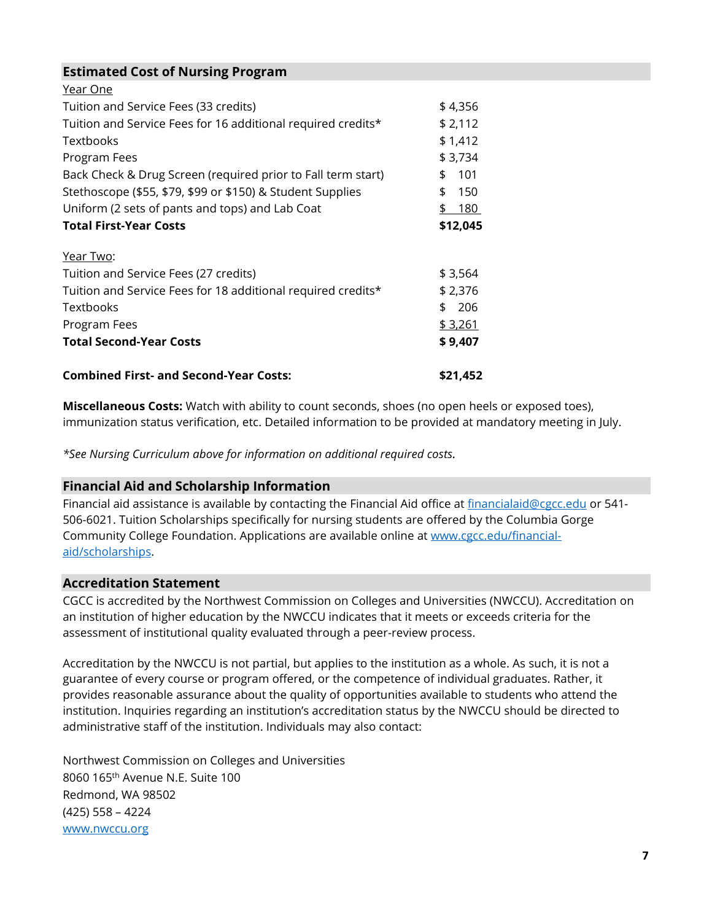## Estimated Cost of Nursing Program

| Year One | |
|---|---|
| Tuition and Service Fees (33 credits) | $ 4,356 |
| Tuition and Service Fees for 16 additional required credits* | $ 2,112 |
| Textbooks | $ 1,412 |
| Program Fees | $ 3,734 |
| Back Check & Drug Screen (required prior to Fall term start) | $ 101 |
| Stethoscope ($55, $79, $99 or $150) & Student Supplies | $ 150 |
| Uniform (2 sets of pants and tops) and Lab Coat | $ 180 |
| **Total First-Year Costs** | **$12,045** |
| | |
| Year Two: | |
| Tuition and Service Fees (27 credits) | $ 3,564 |
| Tuition and Service Fees for 18 additional required credits* | $ 2,376 |
| Textbooks | $ 206 |
| Program Fees | $ 3,261 |
| **Total Second-Year Costs** | **$ 9,407** |
| | |
| **Combined First- and Second-Year Costs:** | **$21,452** |

**Miscellaneous Costs:** Watch with ability to count seconds, shoes (no open heels or exposed toes), immunization status verification, etc. Detailed information to be provided at mandatory meeting in July.

*\*See Nursing Curriculum above for information on additional required costs.*

## Financial Aid and Scholarship Information

Financial aid assistance is available by contacting the Financial Aid office at financialaid@cgcc.edu or 541-506-6021. Tuition Scholarships specifically for nursing students are offered by the Columbia Gorge Community College Foundation. Applications are available online at www.cgcc.edu/financial-aid/scholarships.

## Accreditation Statement

CGCC is accredited by the Northwest Commission on Colleges and Universities (NWCCU). Accreditation on an institution of higher education by the NWCCU indicates that it meets or exceeds criteria for the assessment of institutional quality evaluated through a peer-review process.

Accreditation by the NWCCU is not partial, but applies to the institution as a whole. As such, it is not a guarantee of every course or program offered, or the competence of individual graduates. Rather, it provides reasonable assurance about the quality of opportunities available to students who attend the institution. Inquiries regarding an institution's accreditation status by the NWCCU should be directed to administrative staff of the institution. Individuals may also contact:

Northwest Commission on Colleges and Universities
8060 165th Avenue N.E. Suite 100
Redmond, WA 98502
(425) 558 – 4224
www.nwccu.org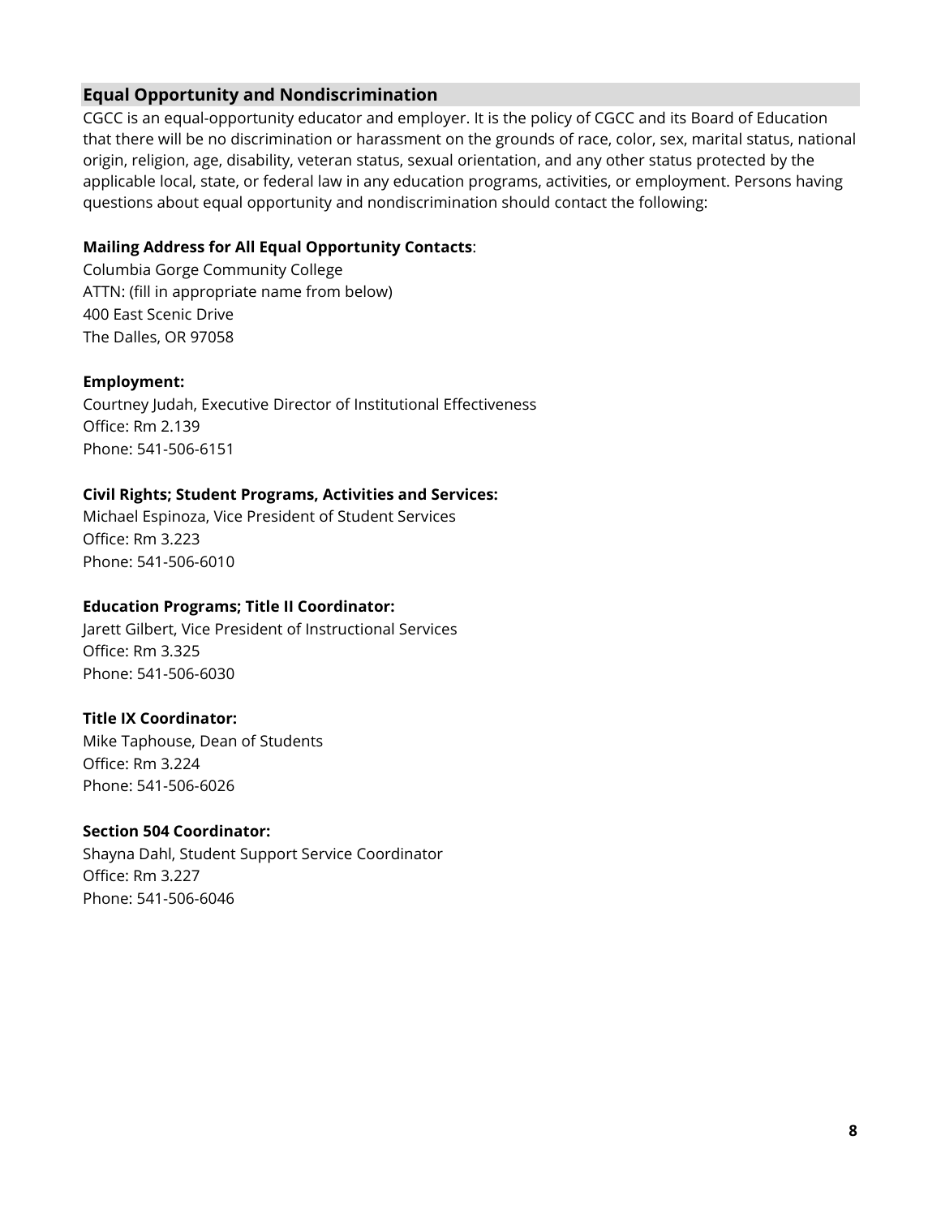## Equal Opportunity and Nondiscrimination

CGCC is an equal-opportunity educator and employer. It is the policy of CGCC and its Board of Education that there will be no discrimination or harassment on the grounds of race, color, sex, marital status, national origin, religion, age, disability, veteran status, sexual orientation, and any other status protected by the applicable local, state, or federal law in any education programs, activities, or employment. Persons having questions about equal opportunity and nondiscrimination should contact the following:

**Mailing Address for All Equal Opportunity Contacts**:
Columbia Gorge Community College
ATTN: (fill in appropriate name from below)
400 East Scenic Drive
The Dalles, OR 97058

**Employment:**
Courtney Judah, Executive Director of Institutional Effectiveness
Office: Rm 2.139
Phone: 541-506-6151

**Civil Rights; Student Programs, Activities and Services:**
Michael Espinoza, Vice President of Student Services
Office: Rm 3.223
Phone: 541-506-6010

**Education Programs; Title II Coordinator:**
Jarett Gilbert, Vice President of Instructional Services
Office: Rm 3.325
Phone: 541-506-6030

**Title IX Coordinator:**
Mike Taphouse, Dean of Students
Office: Rm 3.224
Phone: 541-506-6026

**Section 504 Coordinator:**
Shayna Dahl, Student Support Service Coordinator
Office: Rm 3.227
Phone: 541-506-6046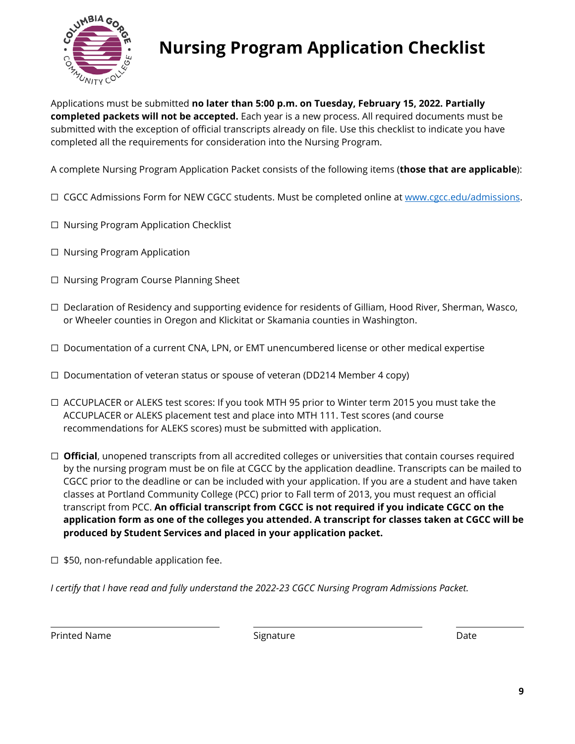# Nursing Program Application Checklist

Applications must be submitted **no later than 5:00 p.m. on Tuesday, February 15, 2022. Partially completed packets will not be accepted.** Each year is a new process. All required documents must be submitted with the exception of official transcripts already on file. Use this checklist to indicate you have completed all the requirements for consideration into the Nursing Program.

A complete Nursing Program Application Packet consists of the following items (**those that are applicable**):

☐ CGCC Admissions Form for NEW CGCC students. Must be completed online at www.cgcc.edu/admissions.

☐ Nursing Program Application Checklist

☐ Nursing Program Application

☐ Nursing Program Course Planning Sheet

☐ Declaration of Residency and supporting evidence for residents of Gilliam, Hood River, Sherman, Wasco, or Wheeler counties in Oregon and Klickitat or Skamania counties in Washington.

☐ Documentation of a current CNA, LPN, or EMT unencumbered license or other medical expertise

☐ Documentation of veteran status or spouse of veteran (DD214 Member 4 copy)

☐ ACCUPLACER or ALEKS test scores: If you took MTH 95 prior to Winter term 2015 you must take the ACCUPLACER or ALEKS placement test and place into MTH 111. Test scores (and course recommendations for ALEKS scores) must be submitted with application.

☐ **Official**, unopened transcripts from all accredited colleges or universities that contain courses required by the nursing program must be on file at CGCC by the application deadline. Transcripts can be mailed to CGCC prior to the deadline or can be included with your application. If you are a student and have taken classes at Portland Community College (PCC) prior to Fall term of 2013, you must request an official transcript from PCC. **An official transcript from CGCC is not required if you indicate CGCC on the application form as one of the colleges you attended. A transcript for classes taken at CGCC will be produced by Student Services and placed in your application packet.**

☐ $50, non-refundable application fee.

*I certify that I have read and fully understand the 2022-23 CGCC Nursing Program Admissions Packet.*

Printed Name ____________________ Signature ____________________ Date __________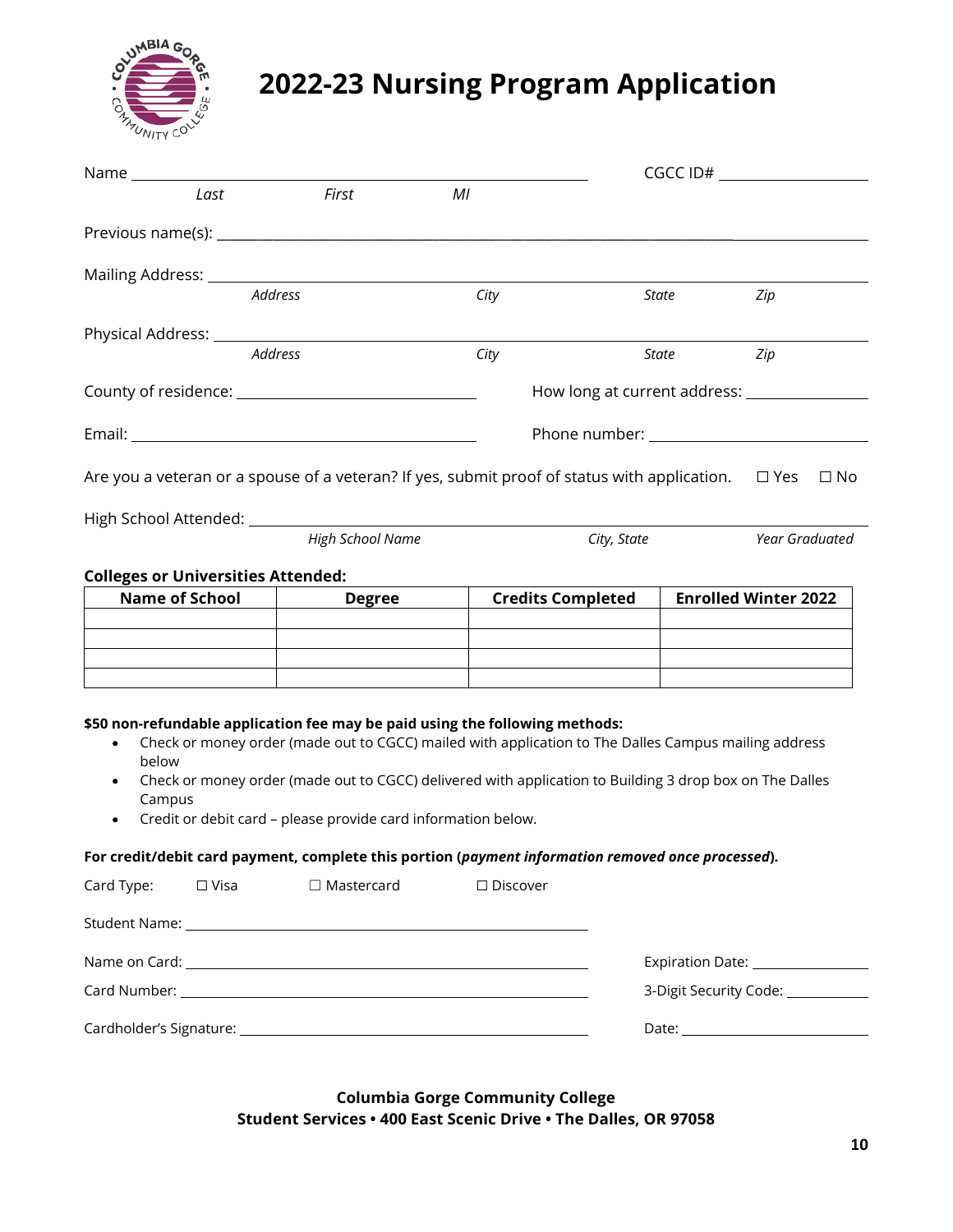# 2022-23 Nursing Program Application

Name ______________________________________________ CGCC ID# ________________

*Last* *First* *MI*

Previous name(s): ____________________________________________________________

Mailing Address: _____________________________________________________________

*Address* *City* *State* *Zip*

Physical Address: ____________________________________________________________

*Address* *City* *State* *Zip*

County of residence: __________________________ How long at current address: ____________

Email: ______________________________________ Phone number: _______________________

Are you a veteran or a spouse of a veteran? If yes, submit proof of status with application. ☐ Yes ☐ No

High School Attended: _________________________________________________________

*High School Name* *City, State* *Year Graduated*

**Colleges or Universities Attended:**

| Name of School | Degree | Credits Completed | Enrolled Winter 2022 |
|---|---|---|---|
| | | | |
| | | | |
| | | | |
| | | | |

**$50 non-refundable application fee may be paid using the following methods:**

- Check or money order (made out to CGCC) mailed with application to The Dalles Campus mailing address below
- Check or money order (made out to CGCC) delivered with application to Building 3 drop box on The Dalles Campus
- Credit or debit card – please provide card information below.

**For credit/debit card payment, complete this portion (*payment information removed once processed*).**

Card Type: ☐ Visa ☐ Mastercard ☐ Discover

Student Name: ________________________________________________

Name on Card: ________________________________________________ Expiration Date: ____________

Card Number: ________________________________________________ 3-Digit Security Code: __________

Cardholder's Signature: ________________________________________ Date: ____________________

**Columbia Gorge Community College**
**Student Services • 400 East Scenic Drive • The Dalles, OR 97058**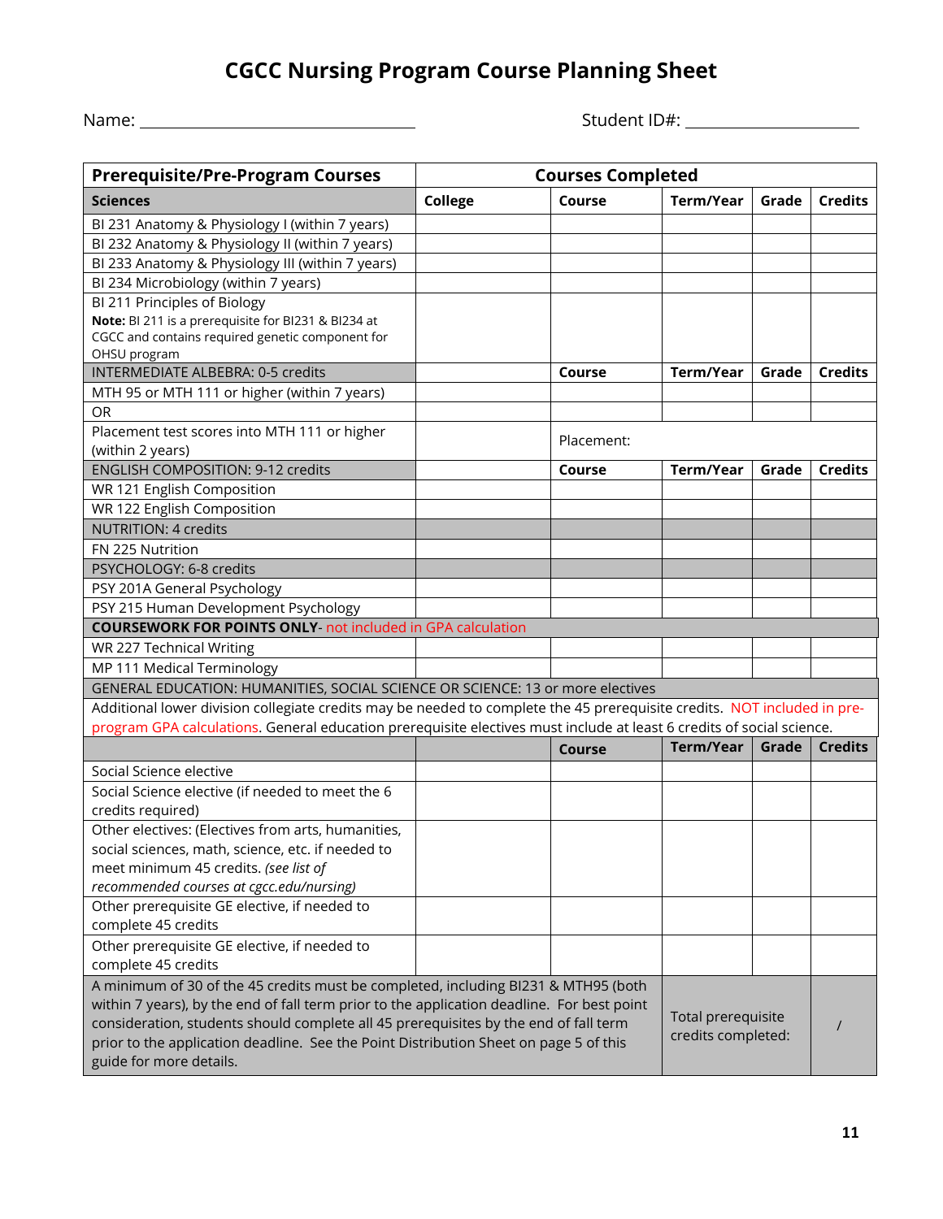# CGCC Nursing Program Course Planning Sheet

Name: ______________________________ Student ID#: ____________________

| Prerequisite/Pre-Program Courses | Courses Completed | | | | |
|---|---|---|---|---|---|
| **Sciences** | **College** | **Course** | **Term/Year** | **Grade** | **Credits** |
| BI 231 Anatomy & Physiology I (within 7 years) | | | | | |
| BI 232 Anatomy & Physiology II (within 7 years) | | | | | |
| BI 233 Anatomy & Physiology III (within 7 years) | | | | | |
| BI 234 Microbiology (within 7 years) | | | | | |
| BI 211 Principles of Biology<br>**Note:** BI 211 is a prerequisite for BI231 & BI234 at CGCC and contains required genetic component for OHSU program | | | | | |
| INTERMEDIATE ALBEBRA: 0-5 credits | | **Course** | **Term/Year** | **Grade** | **Credits** |
| MTH 95 or MTH 111 or higher (within 7 years) | | | | | |
| OR | | | | | |
| Placement test scores into MTH 111 or higher (within 2 years) | | Placement: | | | |
| ENGLISH COMPOSITION: 9-12 credits | | **Course** | **Term/Year** | **Grade** | **Credits** |
| WR 121 English Composition | | | | | |
| WR 122 English Composition | | | | | |
| NUTRITION: 4 credits | | | | | |
| FN 225 Nutrition | | | | | |
| PSYCHOLOGY: 6-8 credits | | | | | |
| PSY 201A General Psychology | | | | | |
| PSY 215 Human Development Psychology | | | | | |
| **COURSEWORK FOR POINTS ONLY**- not included in GPA calculation | | | | | |
| WR 227 Technical Writing | | | | | |
| MP 111 Medical Terminology | | | | | |
| GENERAL EDUCATION: HUMANITIES, SOCIAL SCIENCE OR SCIENCE: 13 or more electives | | | | | |
| Additional lower division collegiate credits may be needed to complete the 45 prerequisite credits. NOT included in pre-program GPA calculations. General education prerequisite electives must include at least 6 credits of social science. | | | | | |
| | | **Course** | **Term/Year** | **Grade** | **Credits** |
| Social Science elective | | | | | |
| Social Science elective (if needed to meet the 6 credits required) | | | | | |
| Other electives: (Electives from arts, humanities, social sciences, math, science, etc. if needed to meet minimum 45 credits. *(see list of recommended courses at cgcc.edu/nursing)* | | | | | |
| Other prerequisite GE elective, if needed to complete 45 credits | | | | | |
| Other prerequisite GE elective, if needed to complete 45 credits | | | | | |
| A minimum of 30 of the 45 credits must be completed, including BI231 & MTH95 (both within 7 years), by the end of fall term prior to the application deadline. For best point consideration, students should complete all 45 prerequisites by the end of fall term prior to the application deadline. See the Point Distribution Sheet on page 5 of this guide for more details. | | | Total prerequisite credits completed: | | / |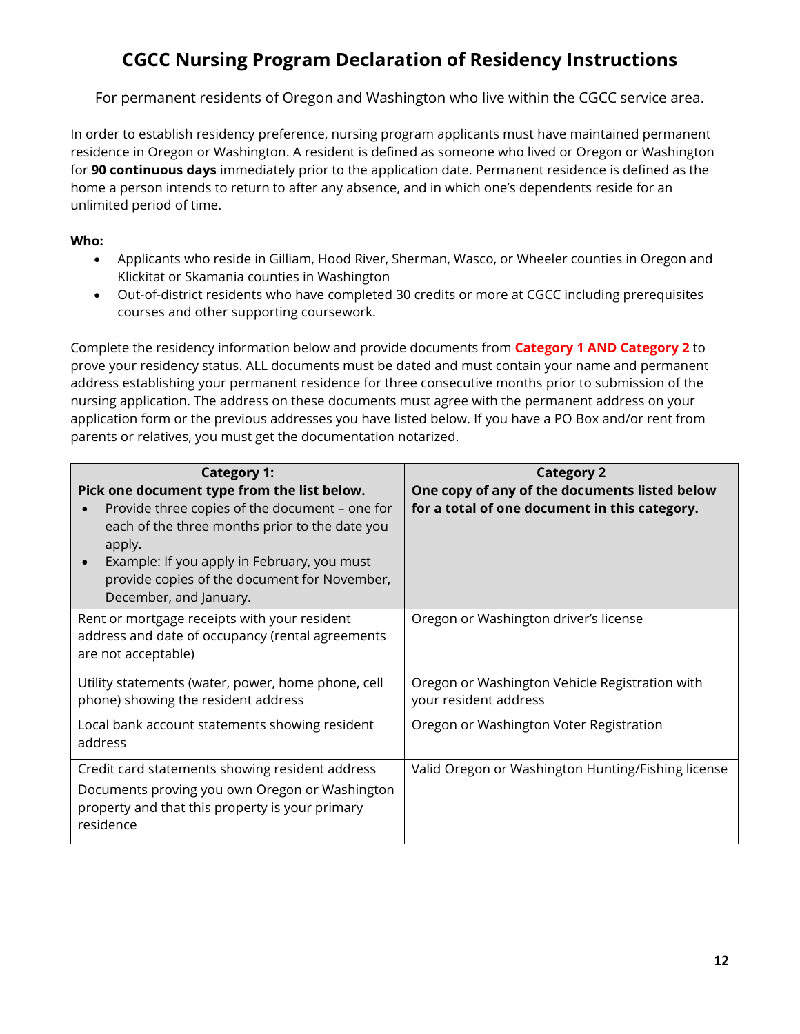# CGCC Nursing Program Declaration of Residency Instructions

For permanent residents of Oregon and Washington who live within the CGCC service area.

In order to establish residency preference, nursing program applicants must have maintained permanent residence in Oregon or Washington. A resident is defined as someone who lived or Oregon or Washington for **90 continuous days** immediately prior to the application date. Permanent residence is defined as the home a person intends to return to after any absence, and in which one's dependents reside for an unlimited period of time.

**Who:**

- Applicants who reside in Gilliam, Hood River, Sherman, Wasco, or Wheeler counties in Oregon and Klickitat or Skamania counties in Washington
- Out-of-district residents who have completed 30 credits or more at CGCC including prerequisites courses and other supporting coursework.

Complete the residency information below and provide documents from **Category 1 AND Category 2** to prove your residency status. ALL documents must be dated and must contain your name and permanent address establishing your permanent residence for three consecutive months prior to submission of the nursing application. The address on these documents must agree with the permanent address on your application form or the previous addresses you have listed below. If you have a PO Box and/or rent from parents or relatives, you must get the documentation notarized.

| **Category 1:**<br>**Pick one document type from the list below.**<br>• Provide three copies of the document – one for each of the three months prior to the date you apply.<br>• Example: If you apply in February, you must provide copies of the document for November, December, and January. | **Category 2**<br>**One copy of any of the documents listed below for a total of one document in this category.** |
|---|---|
| Rent or mortgage receipts with your resident address and date of occupancy (rental agreements are not acceptable) | Oregon or Washington driver's license |
| Utility statements (water, power, home phone, cell phone) showing the resident address | Oregon or Washington Vehicle Registration with your resident address |
| Local bank account statements showing resident address | Oregon or Washington Voter Registration |
| Credit card statements showing resident address | Valid Oregon or Washington Hunting/Fishing license |
| Documents proving you own Oregon or Washington property and that this property is your primary residence | |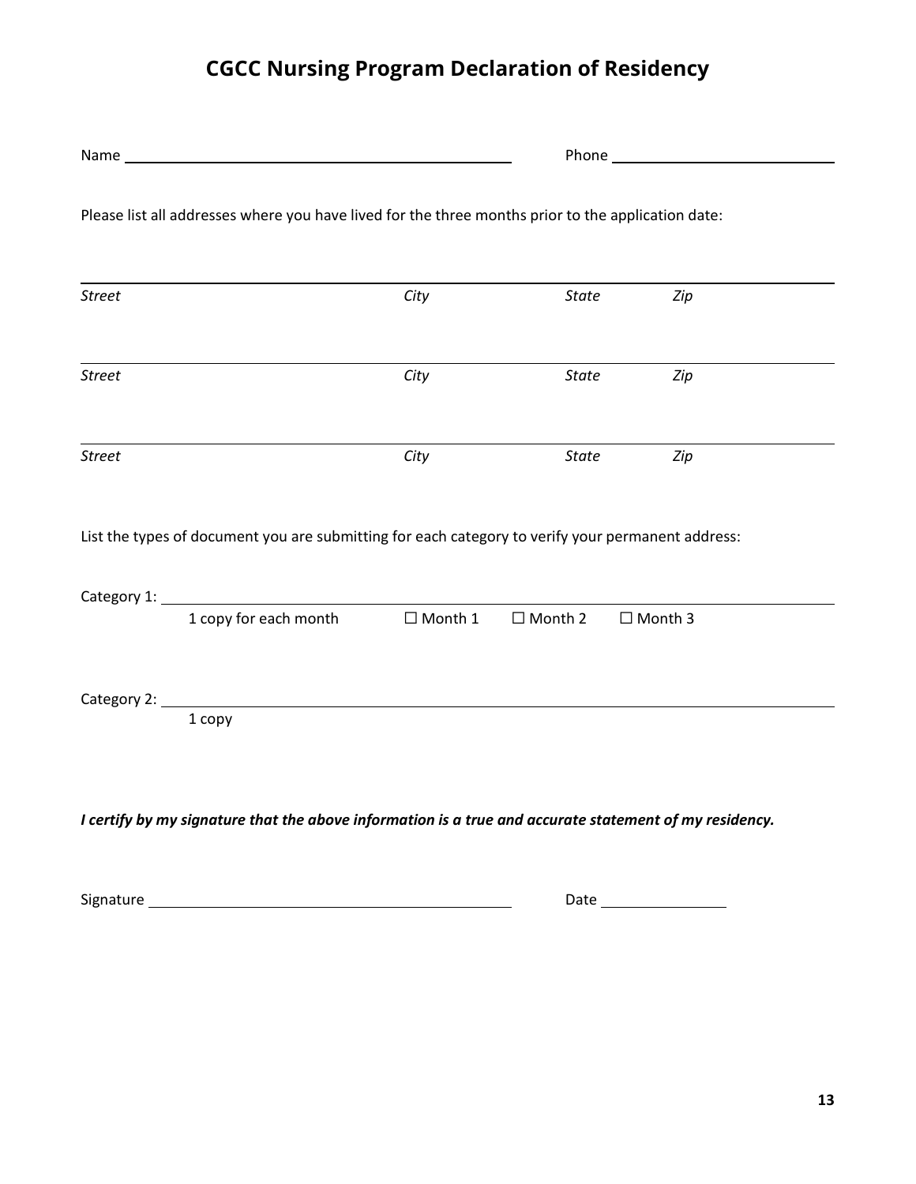# CGCC Nursing Program Declaration of Residency

Name ______________________________ Phone ____________________

Please list all addresses where you have lived for the three months prior to the application date:

______________________________________________________________

*Street* *City* *State* *Zip*

______________________________________________________________

*Street* *City* *State* *Zip*

______________________________________________________________

*Street* *City* *State* *Zip*

List the types of document you are submitting for each category to verify your permanent address:

Category 1: ______________________________________________________

1 copy for each month ☐ Month 1 ☐ Month 2 ☐ Month 3

Category 2: ______________________________________________________

1 copy

***I certify by my signature that the above information is a true and accurate statement of my residency.***

Signature ______________________________ Date ______________